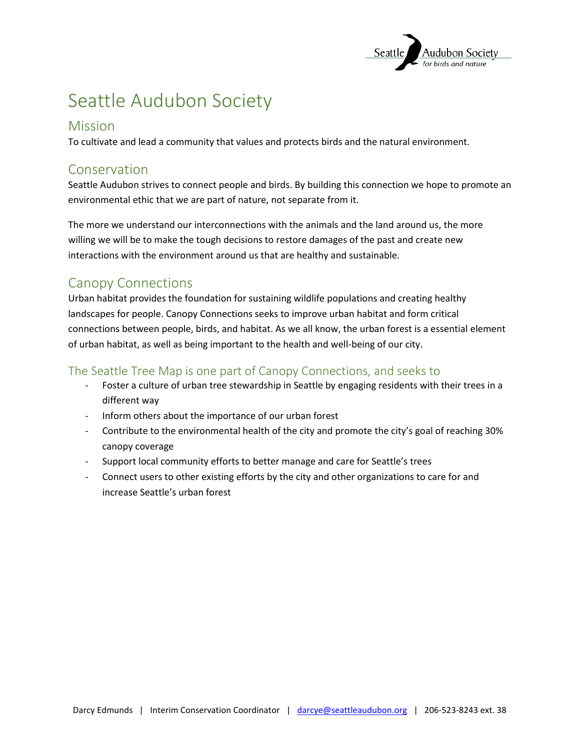# Seattle Audubon Society

## Mission

To cultivate and lead a community that values and protects birds and the natural environment.

## Conservation

Seattle Audubon strives to connect people and birds. By building this connection we hope to promote an environmental ethic that we are part of nature, not separate from it.

The more we understand our interconnections with the animals and the land around us, the more willing we will be to make the tough decisions to restore damages of the past and create new interactions with the environment around us that are healthy and sustainable.

## Canopy Connections

Urban habitat provides the foundation for sustaining wildlife populations and creating healthy landscapes for people. Canopy Connections seeks to improve urban habitat and form critical connections between people, birds, and habitat. As we all know, the urban forest is a essential element of urban habitat, as well as being important to the health and well-being of our city.

### The Seattle Tree Map is one part of Canopy Connections, and seeks to

- Foster a culture of urban tree stewardship in Seattle by engaging residents with their trees in a different way
- Inform others about the importance of our urban forest
- Contribute to the environmental health of the city and promote the city's goal of reaching 30% canopy coverage
- Support local community efforts to better manage and care for Seattle's trees
- Connect users to other existing efforts by the city and other organizations to care for and increase Seattle's urban forest

Darcy Edmunds | Interim Conservation Coordinator | darcye@seattleaudubon.org | 206-523-8243 ext. 38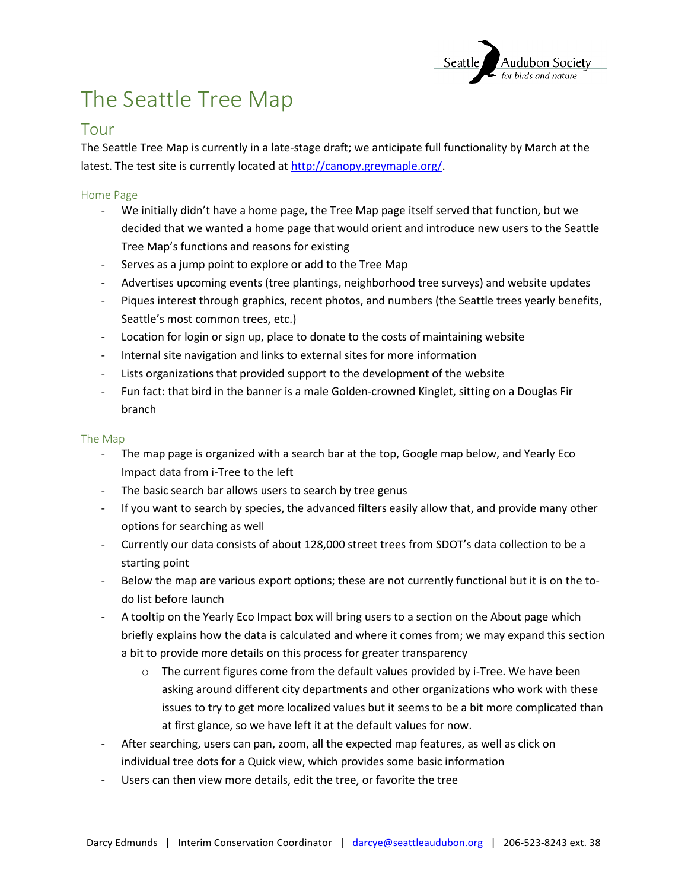# The Seattle Tree Map

## Tour

The Seattle Tree Map is currently in a late-stage draft; we anticipate full functionality by March at the latest. The test site is currently located at [http://canopy.greymaple.org/](http://canopy.greymaple.org/).

### Home Page

- We initially didn't have a home page, the Tree Map page itself served that function, but we decided that we wanted a home page that would orient and introduce new users to the Seattle Tree Map's functions and reasons for existing
- Serves as a jump point to explore or add to the Tree Map
- Advertises upcoming events (tree plantings, neighborhood tree surveys) and website updates
- Piques interest through graphics, recent photos, and numbers (the Seattle trees yearly benefits, Seattle's most common trees, etc.)
- Location for login or sign up, place to donate to the costs of maintaining website
- Internal site navigation and links to external sites for more information
- Lists organizations that provided support to the development of the website
- Fun fact: that bird in the banner is a male Golden-crowned Kinglet, sitting on a Douglas Fir branch

### The Map

- The map page is organized with a search bar at the top, Google map below, and Yearly Eco Impact data from i-Tree to the left
- The basic search bar allows users to search by tree genus
- If you want to search by species, the advanced filters easily allow that, and provide many other options for searching as well
- Currently our data consists of about 128,000 street trees from SDOT's data collection to be a starting point
- Below the map are various export options; these are not currently functional but it is on the to-do list before launch
- A tooltip on the Yearly Eco Impact box will bring users to a section on the About page which briefly explains how the data is calculated and where it comes from; we may expand this section a bit to provide more details on this process for greater transparency
  - The current figures come from the default values provided by i-Tree. We have been asking around different city departments and other organizations who work with these issues to try to get more localized values but it seems to be a bit more complicated than at first glance, so we have left it at the default values for now.
- After searching, users can pan, zoom, all the expected map features, as well as click on individual tree dots for a Quick view, which provides some basic information
- Users can then view more details, edit the tree, or favorite the tree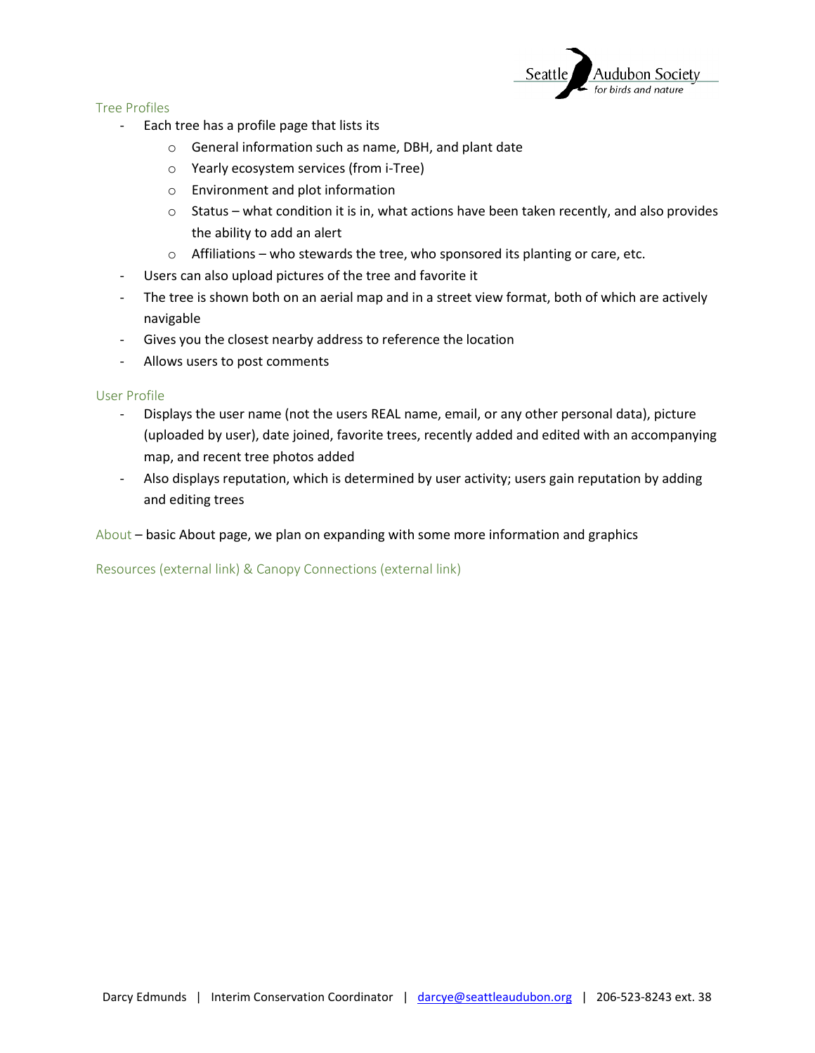## Tree Profiles

- Each tree has a profile page that lists its
    - General information such as name, DBH, and plant date
    - Yearly ecosystem services (from i-Tree)
    - Environment and plot information
    - Status – what condition it is in, what actions have been taken recently, and also provides the ability to add an alert
    - Affiliations – who stewards the tree, who sponsored its planting or care, etc.
- Users can also upload pictures of the tree and favorite it
- The tree is shown both on an aerial map and in a street view format, both of which are actively navigable
- Gives you the closest nearby address to reference the location
- Allows users to post comments

## User Profile

- Displays the user name (not the users REAL name, email, or any other personal data), picture (uploaded by user), date joined, favorite trees, recently added and edited with an accompanying map, and recent tree photos added
- Also displays reputation, which is determined by user activity; users gain reputation by adding and editing trees

**About** – basic About page, we plan on expanding with some more information and graphics

**Resources (external link) & Canopy Connections (external link)**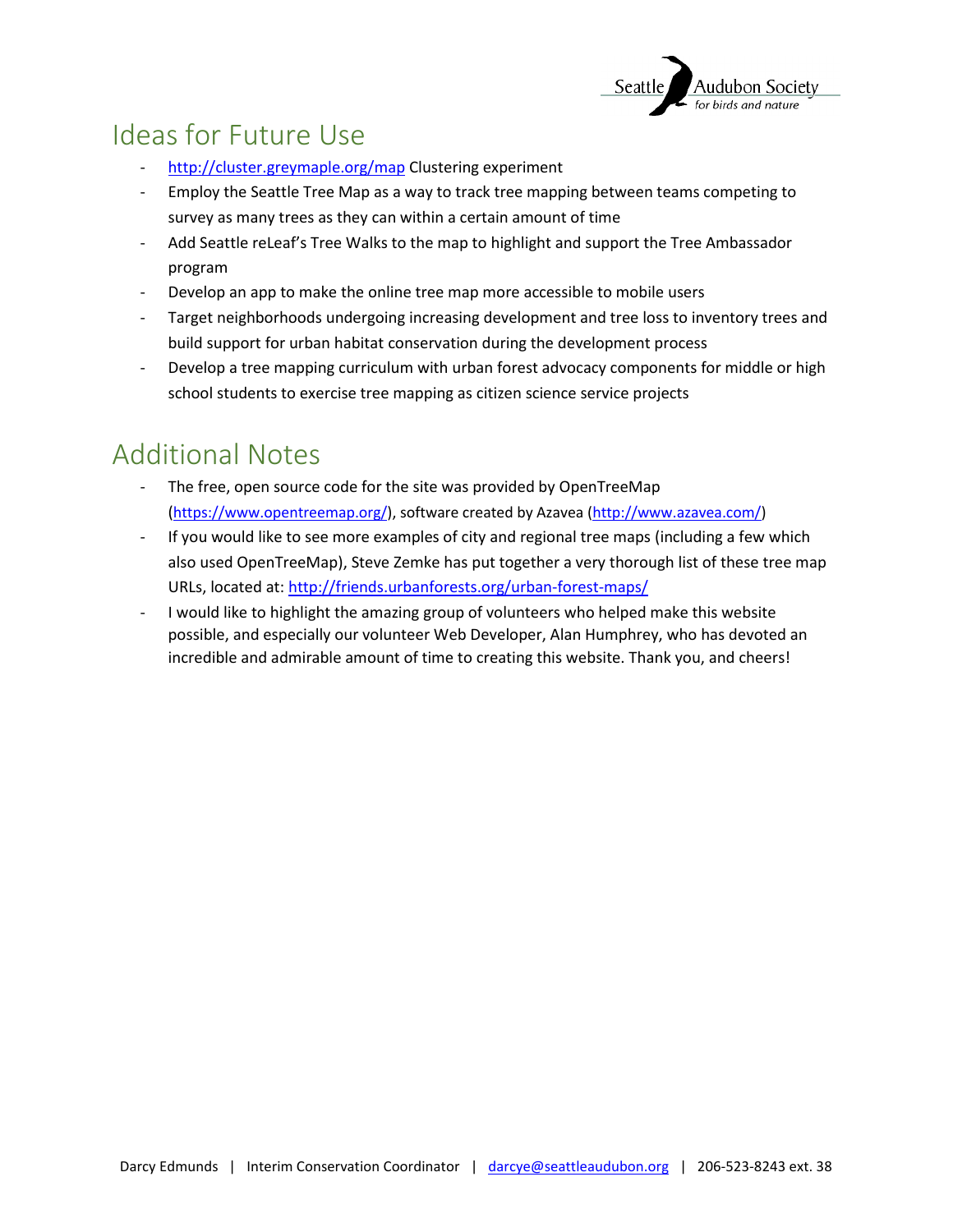## Ideas for Future Use

- http://cluster.greymaple.org/map Clustering experiment
- Employ the Seattle Tree Map as a way to track tree mapping between teams competing to survey as many trees as they can within a certain amount of time
- Add Seattle reLeaf's Tree Walks to the map to highlight and support the Tree Ambassador program
- Develop an app to make the online tree map more accessible to mobile users
- Target neighborhoods undergoing increasing development and tree loss to inventory trees and build support for urban habitat conservation during the development process
- Develop a tree mapping curriculum with urban forest advocacy components for middle or high school students to exercise tree mapping as citizen science service projects

## Additional Notes

- The free, open source code for the site was provided by OpenTreeMap (https://www.opentreemap.org/), software created by Azavea (http://www.azavea.com/)
- If you would like to see more examples of city and regional tree maps (including a few which also used OpenTreeMap), Steve Zemke has put together a very thorough list of these tree map URLs, located at: http://friends.urbanforests.org/urban-forest-maps/
- I would like to highlight the amazing group of volunteers who helped make this website possible, and especially our volunteer Web Developer, Alan Humphrey, who has devoted an incredible and admirable amount of time to creating this website. Thank you, and cheers!